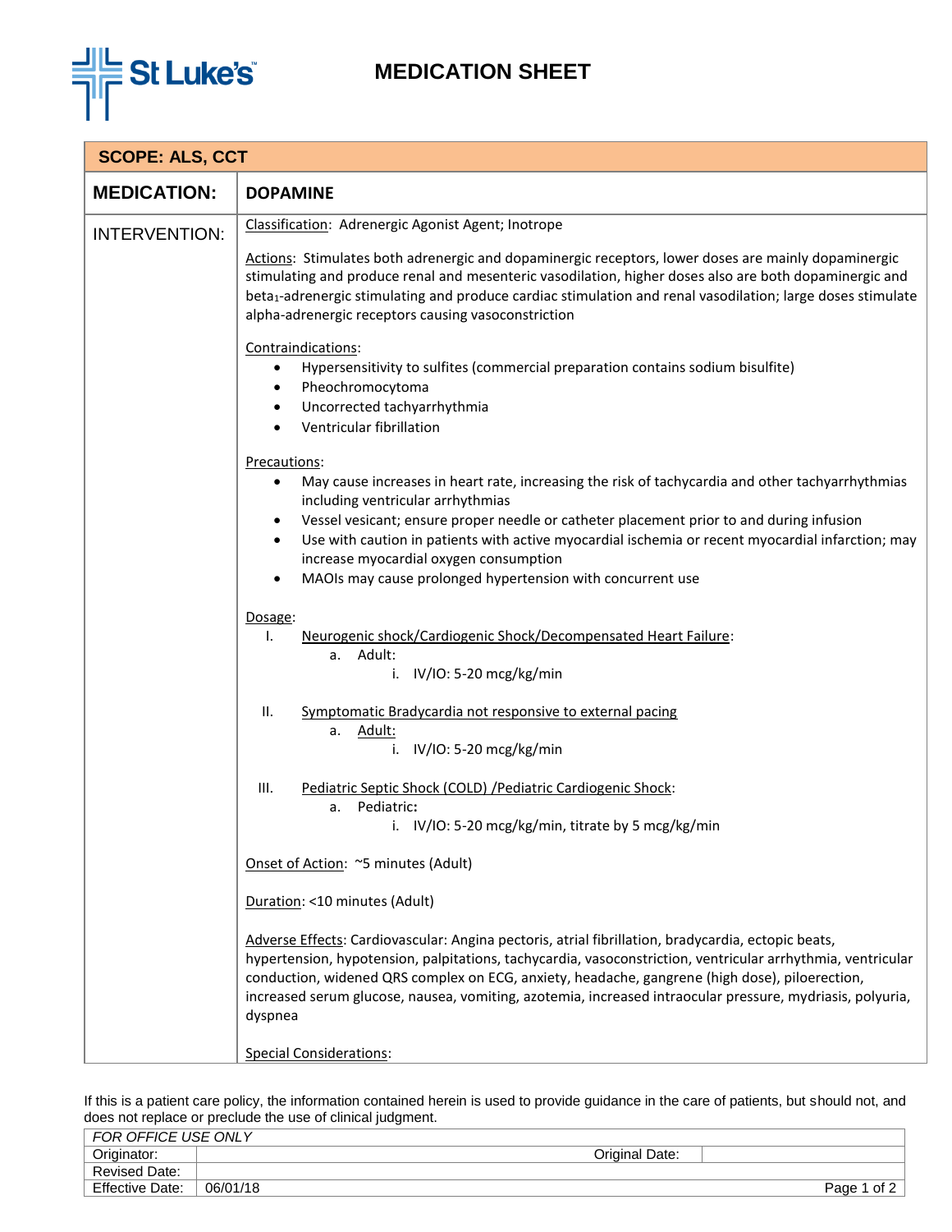St Luke's

# MEDICATION SHEET

**SCOPE: ALS, CCT**

**MEDICATION:** **DOPAMINE**

**INTERVENTION:**

Classification: Adrenergic Agonist Agent; Inotrope

Actions: Stimulates both adrenergic and dopaminergic receptors, lower doses are mainly dopaminergic stimulating and produce renal and mesenteric vasodilation, higher doses also are both dopaminergic and beta$_1$-adrenergic stimulating and produce cardiac stimulation and renal vasodilation; large doses stimulate alpha-adrenergic receptors causing vasoconstriction

Contraindications:

- Hypersensitivity to sulfites (commercial preparation contains sodium bisulfite)
- Pheochromocytoma
- Uncorrected tachyarrhythmia
- Ventricular fibrillation

Precautions:

- May cause increases in heart rate, increasing the risk of tachycardia and other tachyarrhythmias including ventricular arrhythmias
- Vessel vesicant; ensure proper needle or catheter placement prior to and during infusion
- Use with caution in patients with active myocardial ischemia or recent myocardial infarction; may increase myocardial oxygen consumption
- MAOIs may cause prolonged hypertension with concurrent use

Dosage:

I. Neurogenic shock/Cardiogenic Shock/Decompensated Heart Failure:
   a. Adult:
      i. IV/IO: 5-20 mcg/kg/min

II. Symptomatic Bradycardia not responsive to external pacing
   a. Adult:
      i. IV/IO: 5-20 mcg/kg/min

III. Pediatric Septic Shock (COLD) /Pediatric Cardiogenic Shock:
   a. Pediatric**:**
      i. IV/IO: 5-20 mcg/kg/min, titrate by 5 mcg/kg/min

Onset of Action: ~5 minutes (Adult)

Duration: <10 minutes (Adult)

Adverse Effects: Cardiovascular: Angina pectoris, atrial fibrillation, bradycardia, ectopic beats, hypertension, hypotension, palpitations, tachycardia, vasoconstriction, ventricular arrhythmia, ventricular conduction, widened QRS complex on ECG, anxiety, headache, gangrene (high dose), piloerection, increased serum glucose, nausea, vomiting, azotemia, increased intraocular pressure, mydriasis, polyuria, dyspnea

Special Considerations:

If this is a patient care policy, the information contained herein is used to provide guidance in the care of patients, but should not, and does not replace or preclude the use of clinical judgment.

| *FOR OFFICE USE ONLY* | | | |
|---|---|---|---|
| Originator: | | Original Date: | |
| Revised Date: | | | |
| Effective Date: | 06/01/18 | | |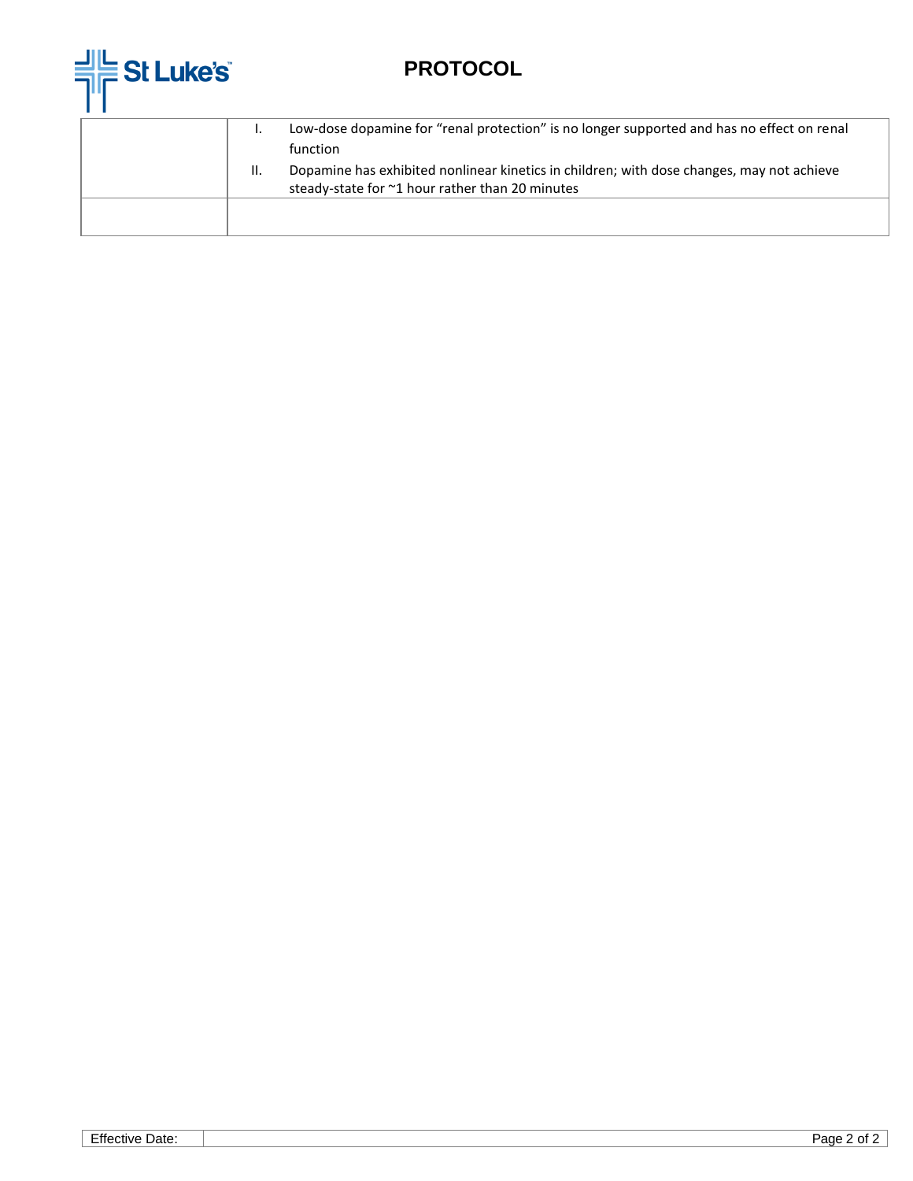| | |
|---|---|
| | I. Low-dose dopamine for “renal protection” is no longer supported and has no effect on renal function<br>II. Dopamine has exhibited nonlinear kinetics in children; with dose changes, may not achieve steady-state for ~1 hour rather than 20 minutes |
| | |